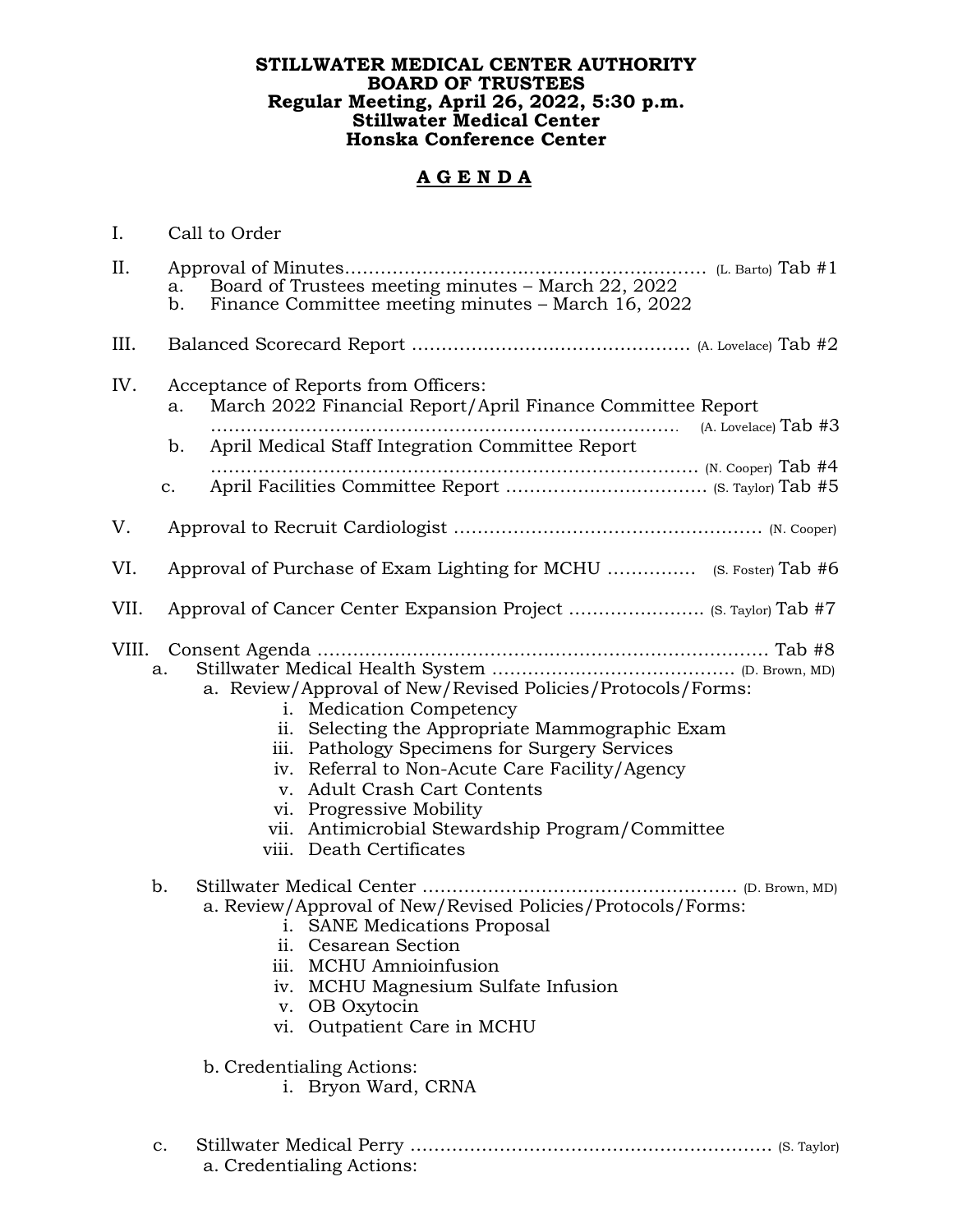**STILLWATER MEDICAL CENTER AUTHORITY**
**BOARD OF TRUSTEES**
**Regular Meeting, April 26, 2022, 5:30 p.m.**
**Stillwater Medical Center**
**Honska Conference Center**

**A G E N D A**

I. Call to Order

II. Approval of Minutes…………………………………………………… (L. Barto) Tab #1
   a. Board of Trustees meeting minutes – March 22, 2022
   b. Finance Committee meeting minutes – March 16, 2022

III. Balanced Scorecard Report ………………………………………… (A. Lovelace) Tab #2

IV. Acceptance of Reports from Officers:
   a. March 2022 Financial Report/April Finance Committee Report ……………………………………………………………………… (A. Lovelace) Tab #3
   b. April Medical Staff Integration Committee Report ……………………………………………………………………… (N. Cooper) Tab #4
   c. April Facilities Committee Report …………………………… (S. Taylor) Tab #5

V. Approval to Recruit Cardiologist …………………………………………… (N. Cooper)

VI. Approval of Purchase of Exam Lighting for MCHU …………… (S. Foster) Tab #6

VII. Approval of Cancer Center Expansion Project ………………….. (S. Taylor) Tab #7

VIII. Consent Agenda ………………………………………………………………… Tab #8
   a. Stillwater Medical Health System …………………………………. (D. Brown, MD)
      a. Review/Approval of New/Revised Policies/Protocols/Forms:
         i. Medication Competency
         ii. Selecting the Appropriate Mammographic Exam
         iii. Pathology Specimens for Surgery Services
         iv. Referral to Non-Acute Care Facility/Agency
         v. Adult Crash Cart Contents
         vi. Progressive Mobility
         vii. Antimicrobial Stewardship Program/Committee
         viii. Death Certificates

   b. Stillwater Medical Center …………………………………………… (D. Brown, MD)
      a. Review/Approval of New/Revised Policies/Protocols/Forms:
         i. SANE Medications Proposal
         ii. Cesarean Section
         iii. MCHU Amnioinfusion
         iv. MCHU Magnesium Sulfate Infusion
         v. OB Oxytocin
         vi. Outpatient Care in MCHU

      b. Credentialing Actions:
         i. Bryon Ward, CRNA

   c. Stillwater Medical Perry …………………………………………………… (S. Taylor)
      a. Credentialing Actions: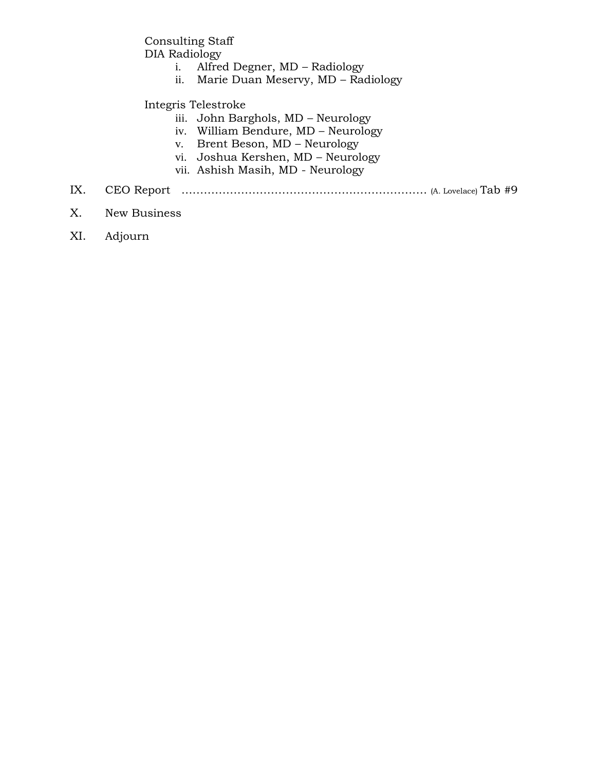Consulting Staff
DIA Radiology

- i. Alfred Degner, MD – Radiology
- ii. Marie Duan Meservy, MD – Radiology

Integris Telestroke

- iii. John Barghols, MD – Neurology
- iv. William Bendure, MD – Neurology
- v. Brent Beson, MD – Neurology
- vi. Joshua Kershen, MD – Neurology
- vii. Ashish Masih, MD - Neurology

IX. CEO Report ………………………………………………………… (A. Lovelace) Tab #9

X. New Business

XI. Adjourn